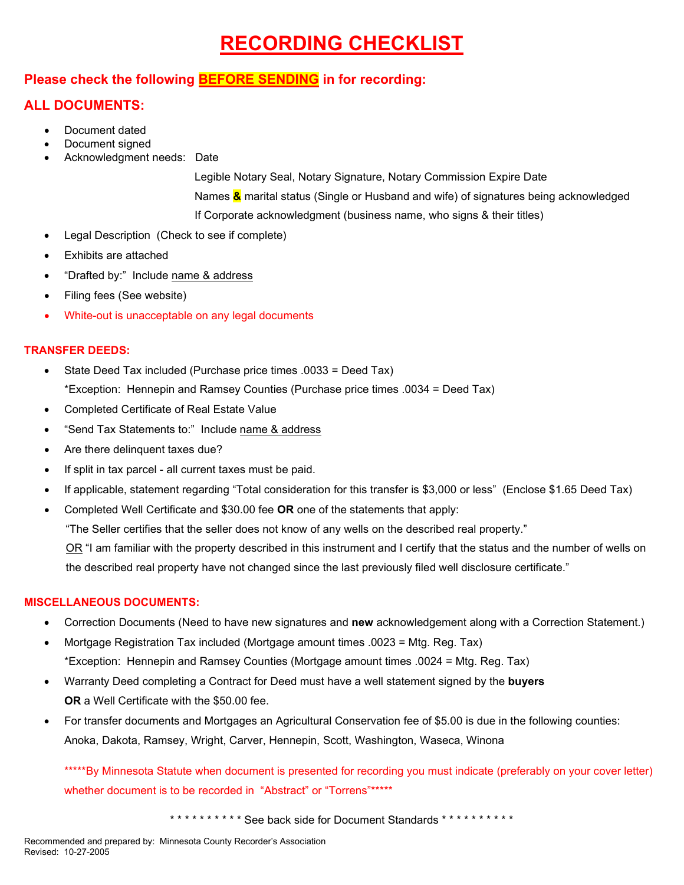# RECORDING CHECKLIST

## Please check the following **BEFORE SENDING** in for recording:

## ALL DOCUMENTS:

- Document dated
- Document signed
- Acknowledgment needs: Date
  - Legible Notary Seal, Notary Signature, Notary Commission Expire Date
  - Names **&** marital status (Single or Husband and wife) of signatures being acknowledged
  - If Corporate acknowledgment (business name, who signs & their titles)
- Legal Description (Check to see if complete)
- Exhibits are attached
- "Drafted by:" Include name & address
- Filing fees (See website)
- White-out is unacceptable on any legal documents

### TRANSFER DEEDS:

- State Deed Tax included (Purchase price times .0033 = Deed Tax)
  *Exception: Hennepin and Ramsey Counties (Purchase price times .0034 = Deed Tax)
- Completed Certificate of Real Estate Value
- "Send Tax Statements to:" Include name & address
- Are there delinquent taxes due?
- If split in tax parcel - all current taxes must be paid.
- If applicable, statement regarding "Total consideration for this transfer is $3,000 or less" (Enclose $1.65 Deed Tax)
- Completed Well Certificate and $30.00 fee **OR** one of the statements that apply:
  "The Seller certifies that the seller does not know of any wells on the described real property."
  OR "I am familiar with the property described in this instrument and I certify that the status and the number of wells on the described real property have not changed since the last previously filed well disclosure certificate."

### MISCELLANEOUS DOCUMENTS:

- Correction Documents (Need to have new signatures and **new** acknowledgement along with a Correction Statement.)
- Mortgage Registration Tax included (Mortgage amount times .0023 = Mtg. Reg. Tax)
  *Exception: Hennepin and Ramsey Counties (Mortgage amount times .0024 = Mtg. Reg. Tax)
- Warranty Deed completing a Contract for Deed must have a well statement signed by the **buyers** **OR** a Well Certificate with the $50.00 fee.
- For transfer documents and Mortgages an Agricultural Conservation fee of $5.00 is due in the following counties: Anoka, Dakota, Ramsey, Wright, Carver, Hennepin, Scott, Washington, Waseca, Winona

*****By Minnesota Statute when document is presented for recording you must indicate (preferably on your cover letter) whether document is to be recorded in "Abstract" or "Torrens"*****

* * * * * * * * * * See back side for Document Standards * * * * * * * * * *

Recommended and prepared by: Minnesota County Recorder's Association
Revised: 10-27-2005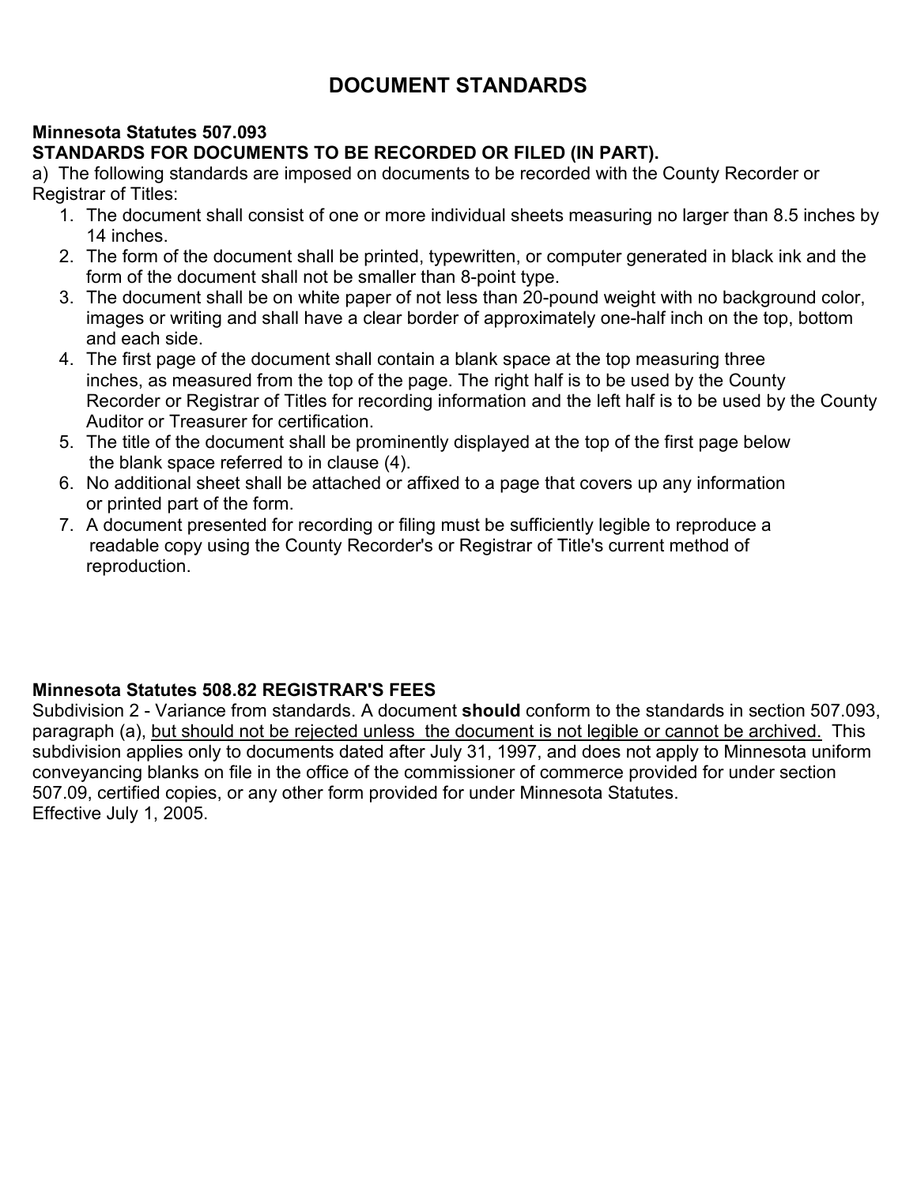# DOCUMENT STANDARDS

**Minnesota Statutes 507.093**
**STANDARDS FOR DOCUMENTS TO BE RECORDED OR FILED (IN PART).**

a) The following standards are imposed on documents to be recorded with the County Recorder or Registrar of Titles:

1. The document shall consist of one or more individual sheets measuring no larger than 8.5 inches by 14 inches.
2. The form of the document shall be printed, typewritten, or computer generated in black ink and the form of the document shall not be smaller than 8-point type.
3. The document shall be on white paper of not less than 20-pound weight with no background color, images or writing and shall have a clear border of approximately one-half inch on the top, bottom and each side.
4. The first page of the document shall contain a blank space at the top measuring three inches, as measured from the top of the page. The right half is to be used by the County Recorder or Registrar of Titles for recording information and the left half is to be used by the County Auditor or Treasurer for certification.
5. The title of the document shall be prominently displayed at the top of the first page below the blank space referred to in clause (4).
6. No additional sheet shall be attached or affixed to a page that covers up any information or printed part of the form.
7. A document presented for recording or filing must be sufficiently legible to reproduce a readable copy using the County Recorder's or Registrar of Title's current method of reproduction.

**Minnesota Statutes 508.82 REGISTRAR'S FEES**

Subdivision 2 - Variance from standards. A document **should** conform to the standards in section 507.093, paragraph (a), <u>but should not be rejected unless the document is not legible or cannot be archived.</u> This subdivision applies only to documents dated after July 31, 1997, and does not apply to Minnesota uniform conveyancing blanks on file in the office of the commissioner of commerce provided for under section 507.09, certified copies, or any other form provided for under Minnesota Statutes.
Effective July 1, 2005.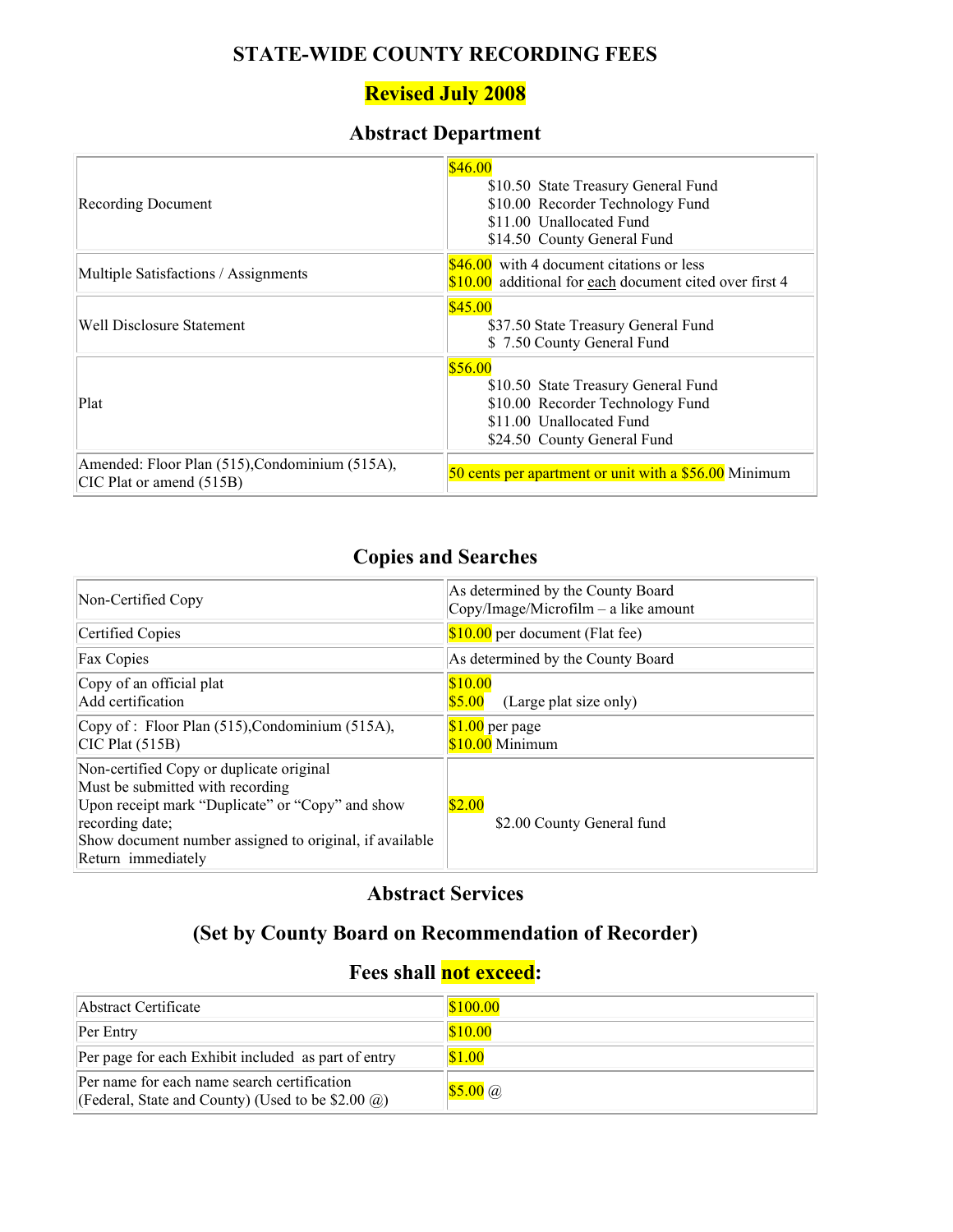# STATE-WIDE COUNTY RECORDING FEES

## Revised July 2008

## Abstract Department

| | |
|---|---|
| Recording Document | $46.00<br>$10.50 State Treasury General Fund<br>$10.00 Recorder Technology Fund<br>$11.00 Unallocated Fund<br>$14.50 County General Fund |
| Multiple Satisfactions / Assignments | $46.00 with 4 document citations or less<br>$10.00 additional for each document cited over first 4 |
| Well Disclosure Statement | $45.00<br>$37.50 State Treasury General Fund<br>$ 7.50 County General Fund |
| Plat | $56.00<br>$10.50 State Treasury General Fund<br>$10.00 Recorder Technology Fund<br>$11.00 Unallocated Fund<br>$24.50 County General Fund |
| Amended: Floor Plan (515),Condominium (515A), CIC Plat or amend (515B) | 50 cents per apartment or unit with a $56.00 Minimum |

## Copies and Searches

| | |
|---|---|
| Non-Certified Copy | As determined by the County Board<br>Copy/Image/Microfilm – a like amount |
| Certified Copies | $10.00 per document (Flat fee) |
| Fax Copies | As determined by the County Board |
| Copy of an official plat<br>Add certification | $10.00<br>$5.00 (Large plat size only) |
| Copy of : Floor Plan (515),Condominium (515A), CIC Plat (515B) | $1.00 per page<br>$10.00 Minimum |
| Non-certified Copy or duplicate original<br>Must be submitted with recording<br>Upon receipt mark "Duplicate" or "Copy" and show recording date;<br>Show document number assigned to original, if available<br>Return immediately | $2.00<br>$2.00 County General fund |

## Abstract Services

## (Set by County Board on Recommendation of Recorder)

## Fees shall not exceed:

| | |
|---|---|
| Abstract Certificate | $100.00 |
| Per Entry | $10.00 |
| Per page for each Exhibit included as part of entry | $1.00 |
| Per name for each name search certification (Federal, State and County) (Used to be $2.00 @) | $5.00 @ |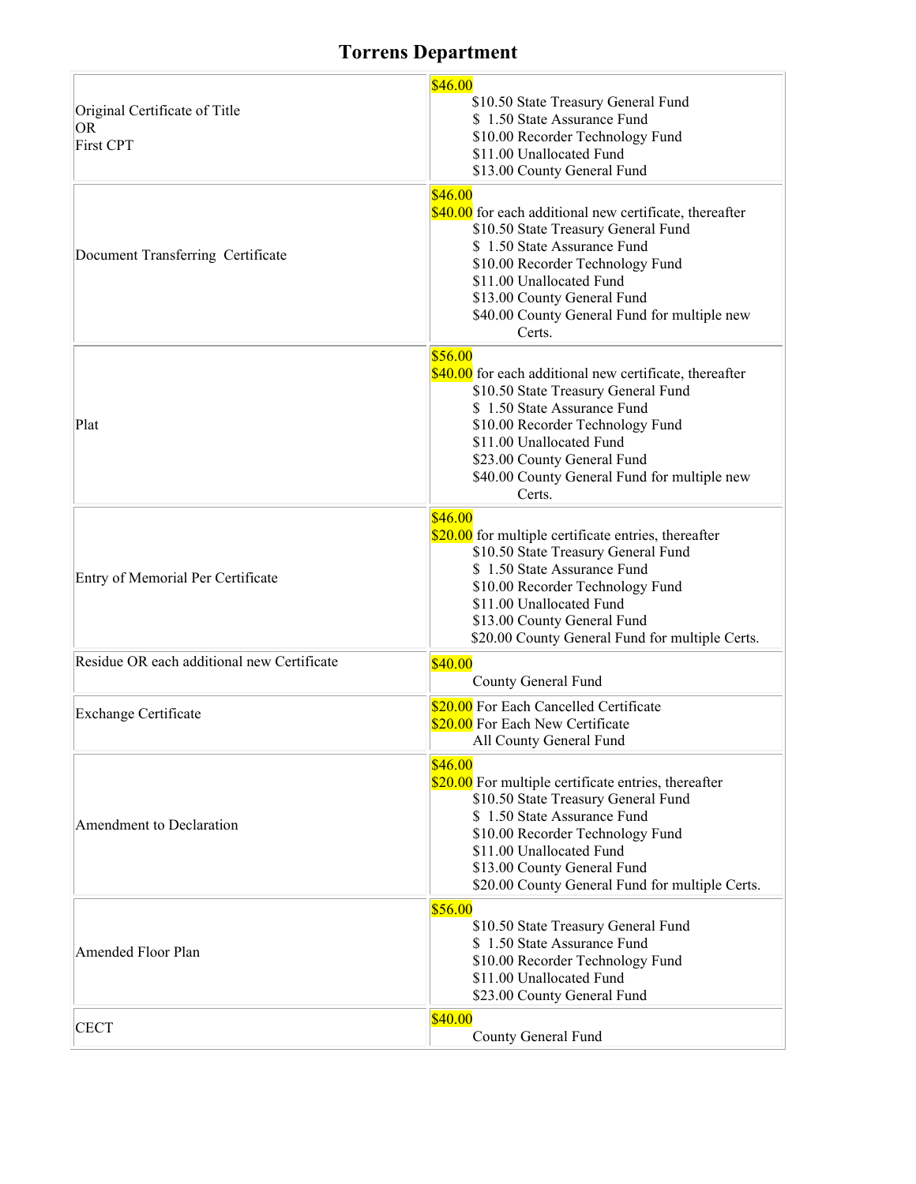# Torrens Department

| | |
|---|---|
| Original Certificate of Title<br>OR<br>First CPT | $46.00<br>$10.50 State Treasury General Fund<br>$ 1.50 State Assurance Fund<br>$10.00 Recorder Technology Fund<br>$11.00 Unallocated Fund<br>$13.00 County General Fund |
| Document Transferring Certificate | $46.00<br>$40.00 for each additional new certificate, thereafter<br>$10.50 State Treasury General Fund<br>$ 1.50 State Assurance Fund<br>$10.00 Recorder Technology Fund<br>$11.00 Unallocated Fund<br>$13.00 County General Fund<br>$40.00 County General Fund for multiple new Certs. |
| Plat | $56.00<br>$40.00 for each additional new certificate, thereafter<br>$10.50 State Treasury General Fund<br>$ 1.50 State Assurance Fund<br>$10.00 Recorder Technology Fund<br>$11.00 Unallocated Fund<br>$23.00 County General Fund<br>$40.00 County General Fund for multiple new Certs. |
| Entry of Memorial Per Certificate | $46.00<br>$20.00 for multiple certificate entries, thereafter<br>$10.50 State Treasury General Fund<br>$ 1.50 State Assurance Fund<br>$10.00 Recorder Technology Fund<br>$11.00 Unallocated Fund<br>$13.00 County General Fund<br>$20.00 County General Fund for multiple Certs. |
| Residue OR each additional new Certificate | $40.00<br>County General Fund |
| Exchange Certificate | $20.00 For Each Cancelled Certificate<br>$20.00 For Each New Certificate<br>All County General Fund |
| Amendment to Declaration | $46.00<br>$20.00 For multiple certificate entries, thereafter<br>$10.50 State Treasury General Fund<br>$ 1.50 State Assurance Fund<br>$10.00 Recorder Technology Fund<br>$11.00 Unallocated Fund<br>$13.00 County General Fund<br>$20.00 County General Fund for multiple Certs. |
| Amended Floor Plan | $56.00<br>$10.50 State Treasury General Fund<br>$ 1.50 State Assurance Fund<br>$10.00 Recorder Technology Fund<br>$11.00 Unallocated Fund<br>$23.00 County General Fund |
| CECT | $40.00<br>County General Fund |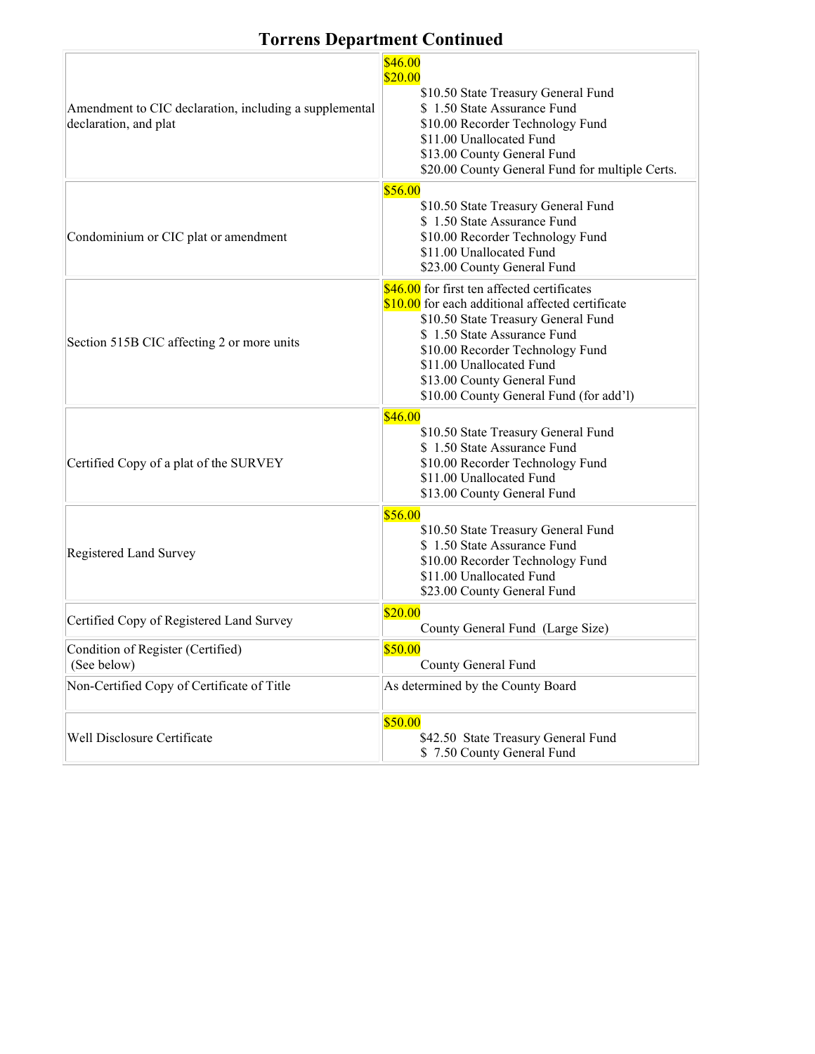# Torrens Department Continued

| | |
|---|---|
| Amendment to CIC declaration, including a supplemental declaration, and plat | $46.00<br>$20.00<br>$10.50 State Treasury General Fund<br>$ 1.50 State Assurance Fund<br>$10.00 Recorder Technology Fund<br>$11.00 Unallocated Fund<br>$13.00 County General Fund<br>$20.00 County General Fund for multiple Certs. |
| Condominium or CIC plat or amendment | $56.00<br>$10.50 State Treasury General Fund<br>$ 1.50 State Assurance Fund<br>$10.00 Recorder Technology Fund<br>$11.00 Unallocated Fund<br>$23.00 County General Fund |
| Section 515B CIC affecting 2 or more units | $46.00 for first ten affected certificates<br>$10.00 for each additional affected certificate<br>$10.50 State Treasury General Fund<br>$ 1.50 State Assurance Fund<br>$10.00 Recorder Technology Fund<br>$11.00 Unallocated Fund<br>$13.00 County General Fund<br>$10.00 County General Fund (for add'l) |
| Certified Copy of a plat of the SURVEY | $46.00<br>$10.50 State Treasury General Fund<br>$ 1.50 State Assurance Fund<br>$10.00 Recorder Technology Fund<br>$11.00 Unallocated Fund<br>$13.00 County General Fund |
| Registered Land Survey | $56.00<br>$10.50 State Treasury General Fund<br>$ 1.50 State Assurance Fund<br>$10.00 Recorder Technology Fund<br>$11.00 Unallocated Fund<br>$23.00 County General Fund |
| Certified Copy of Registered Land Survey | $20.00<br>County General Fund (Large Size) |
| Condition of Register (Certified)<br>(See below) | $50.00<br>County General Fund |
| Non-Certified Copy of Certificate of Title | As determined by the County Board |
| Well Disclosure Certificate | $50.00<br>$42.50 State Treasury General Fund<br>$ 7.50 County General Fund |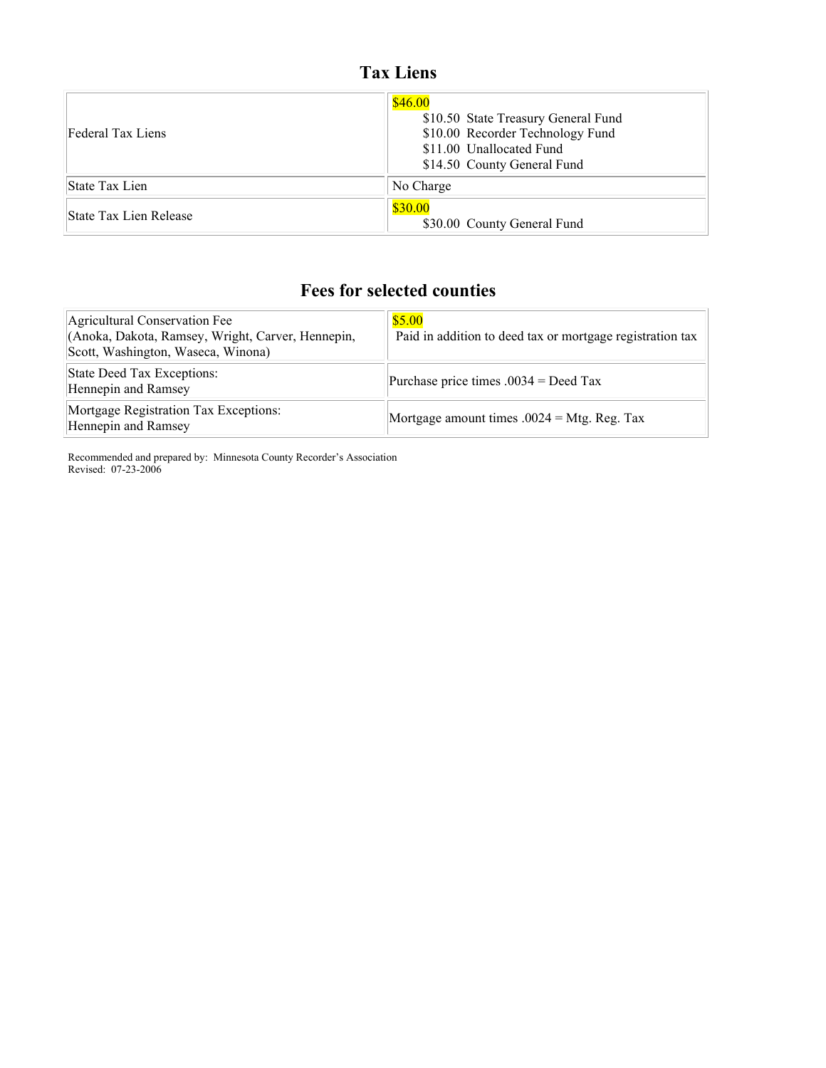## Tax Liens

| | |
|---|---|
| Federal Tax Liens | $46.00<br>$10.50 State Treasury General Fund<br>$10.00 Recorder Technology Fund<br>$11.00 Unallocated Fund<br>$14.50 County General Fund |
| State Tax Lien | No Charge |
| State Tax Lien Release | $30.00<br>$30.00 County General Fund |

## Fees for selected counties

| | |
|---|---|
| Agricultural Conservation Fee<br>(Anoka, Dakota, Ramsey, Wright, Carver, Hennepin, Scott, Washington, Waseca, Winona) | $5.00<br>Paid in addition to deed tax or mortgage registration tax |
| State Deed Tax Exceptions:<br>Hennepin and Ramsey | Purchase price times .0034 = Deed Tax |
| Mortgage Registration Tax Exceptions:<br>Hennepin and Ramsey | Mortgage amount times .0024 = Mtg. Reg. Tax |

Recommended and prepared by: Minnesota County Recorder's Association
Revised: 07-23-2006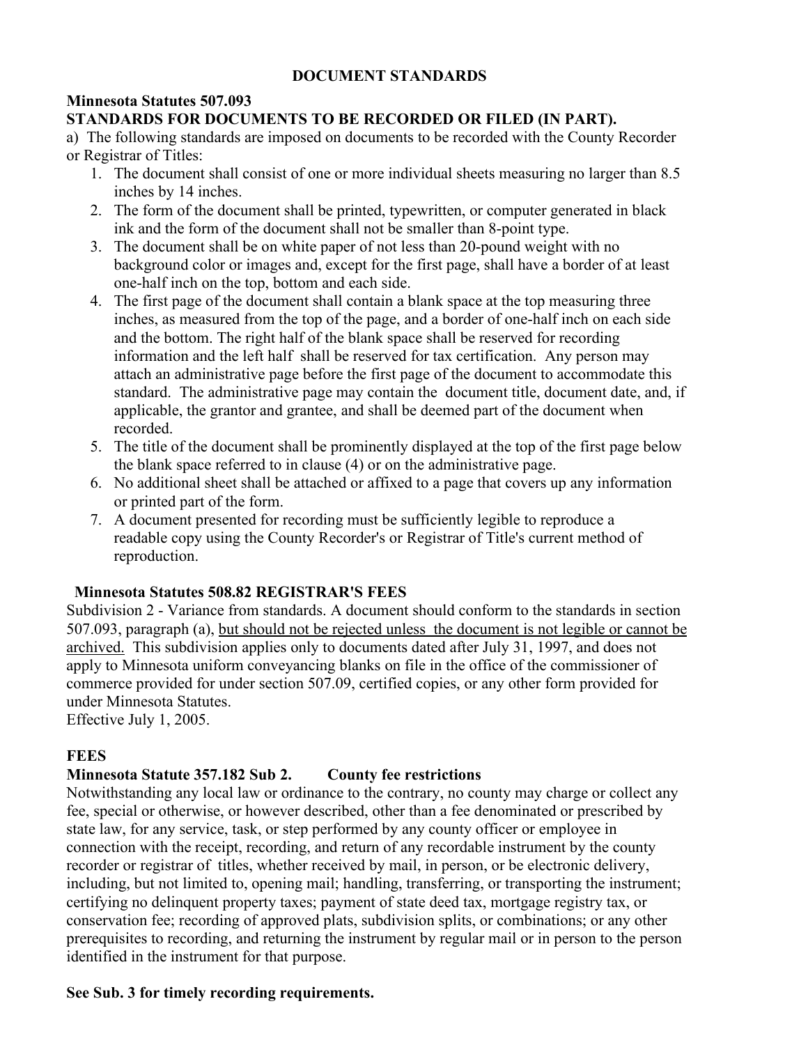## DOCUMENT STANDARDS

**Minnesota Statutes 507.093**
**STANDARDS FOR DOCUMENTS TO BE RECORDED OR FILED (IN PART).**

a) The following standards are imposed on documents to be recorded with the County Recorder or Registrar of Titles:

1. The document shall consist of one or more individual sheets measuring no larger than 8.5 inches by 14 inches.
2. The form of the document shall be printed, typewritten, or computer generated in black ink and the form of the document shall not be smaller than 8-point type.
3. The document shall be on white paper of not less than 20-pound weight with no background color or images and, except for the first page, shall have a border of at least one-half inch on the top, bottom and each side.
4. The first page of the document shall contain a blank space at the top measuring three inches, as measured from the top of the page, and a border of one-half inch on each side and the bottom. The right half of the blank space shall be reserved for recording information and the left half shall be reserved for tax certification. Any person may attach an administrative page before the first page of the document to accommodate this standard. The administrative page may contain the document title, document date, and, if applicable, the grantor and grantee, and shall be deemed part of the document when recorded.
5. The title of the document shall be prominently displayed at the top of the first page below the blank space referred to in clause (4) or on the administrative page.
6. No additional sheet shall be attached or affixed to a page that covers up any information or printed part of the form.
7. A document presented for recording must be sufficiently legible to reproduce a readable copy using the County Recorder's or Registrar of Title's current method of reproduction.

**Minnesota Statutes 508.82 REGISTRAR'S FEES**

Subdivision 2 - Variance from standards. A document should conform to the standards in section 507.093, paragraph (a), <u>but should not be rejected unless the document is not legible or cannot be archived.</u> This subdivision applies only to documents dated after July 31, 1997, and does not apply to Minnesota uniform conveyancing blanks on file in the office of the commissioner of commerce provided for under section 507.09, certified copies, or any other form provided for under Minnesota Statutes.
Effective July 1, 2005.

## FEES

**Minnesota Statute 357.182 Sub 2. County fee restrictions**

Notwithstanding any local law or ordinance to the contrary, no county may charge or collect any fee, special or otherwise, or however described, other than a fee denominated or prescribed by state law, for any service, task, or step performed by any county officer or employee in connection with the receipt, recording, and return of any recordable instrument by the county recorder or registrar of titles, whether received by mail, in person, or be electronic delivery, including, but not limited to, opening mail; handling, transferring, or transporting the instrument; certifying no delinquent property taxes; payment of state deed tax, mortgage registry tax, or conservation fee; recording of approved plats, subdivision splits, or combinations; or any other prerequisites to recording, and returning the instrument by regular mail or in person to the person identified in the instrument for that purpose.

**See Sub. 3 for timely recording requirements.**